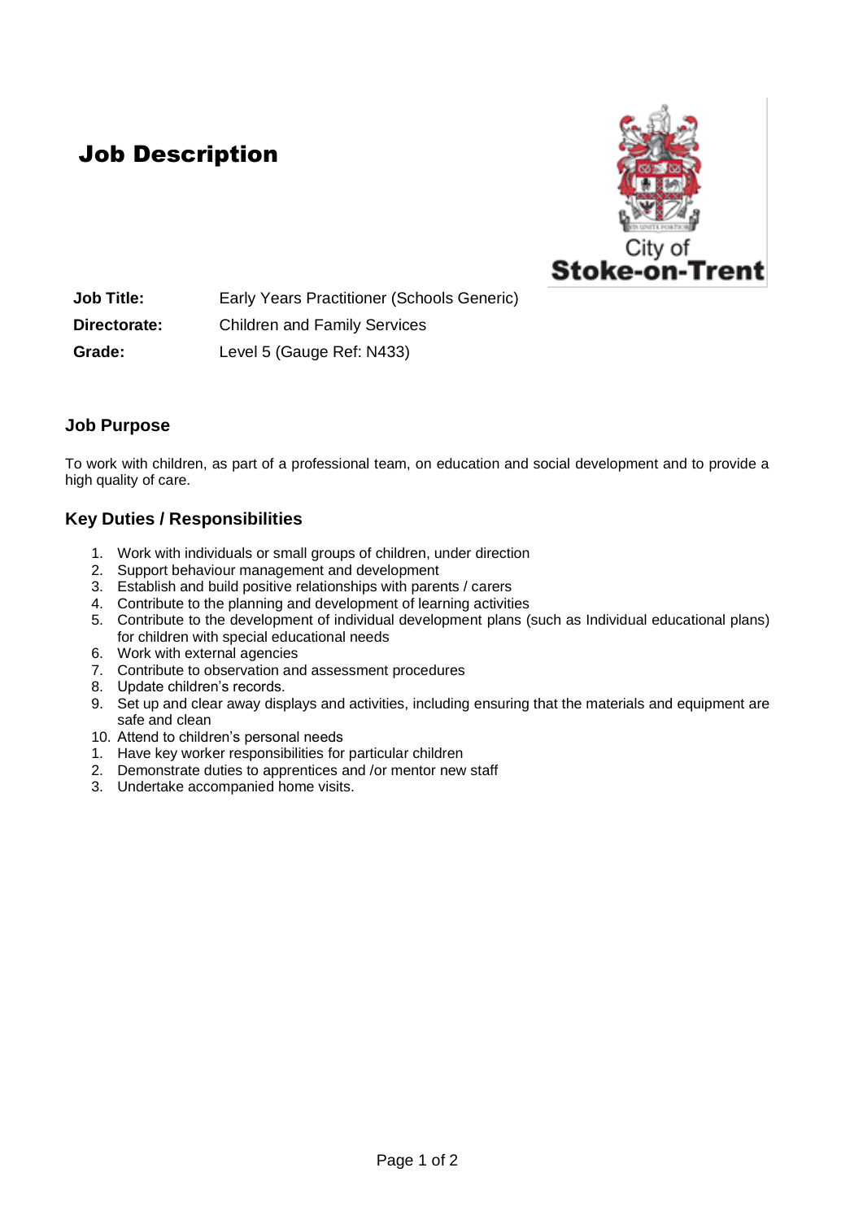# Job Description

**Job Title:** Early Years Practitioner (Schools Generic)

**Directorate:** Children and Family Services

**Grade:** Level 5 (Gauge Ref: N433)

## Job Purpose

To work with children, as part of a professional team, on education and social development and to provide a high quality of care.

## Key Duties / Responsibilities

1. Work with individuals or small groups of children, under direction
2. Support behaviour management and development
3. Establish and build positive relationships with parents / carers
4. Contribute to the planning and development of learning activities
5. Contribute to the development of individual development plans (such as Individual educational plans) for children with special educational needs
6. Work with external agencies
7. Contribute to observation and assessment procedures
8. Update children's records.
9. Set up and clear away displays and activities, including ensuring that the materials and equipment are safe and clean
10. Attend to children's personal needs
1. Have key worker responsibilities for particular children
2. Demonstrate duties to apprentices and /or mentor new staff
3. Undertake accompanied home visits.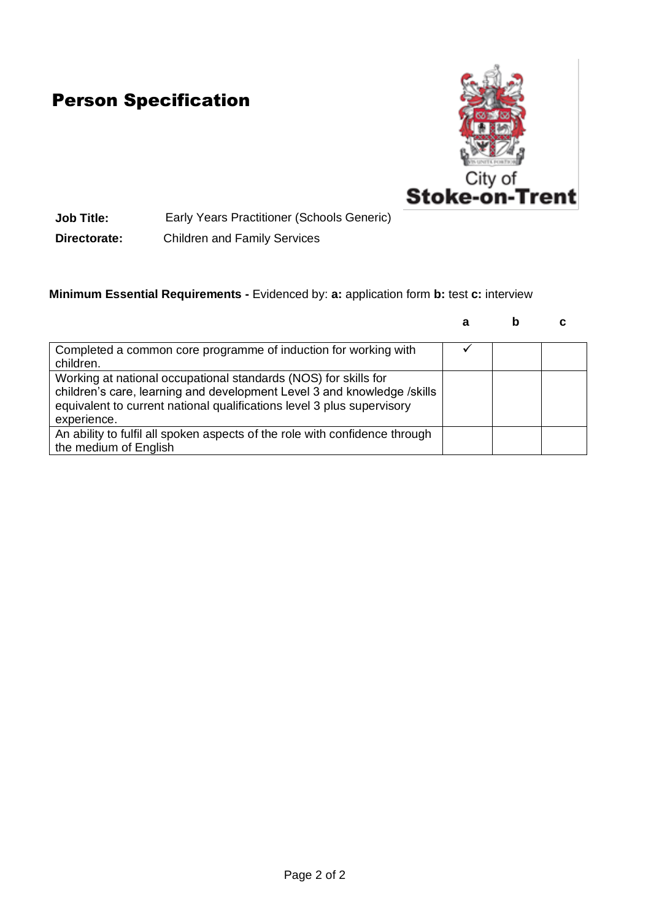# Person Specification

City of
**Stoke-on-Trent**

**Job Title:** Early Years Practitioner (Schools Generic)

**Directorate:** Children and Family Services

**Minimum Essential Requirements -** Evidenced by: **a:** application form **b:** test **c:** interview

| | **a** | **b** | **c** |
|---|---|---|---|
| Completed a common core programme of induction for working with children. | ✓ | | |
| Working at national occupational standards (NOS) for skills for children's care, learning and development Level 3 and knowledge /skills equivalent to current national qualifications level 3 plus supervisory experience. | | | |
| An ability to fulfil all spoken aspects of the role with confidence through the medium of English | | | |